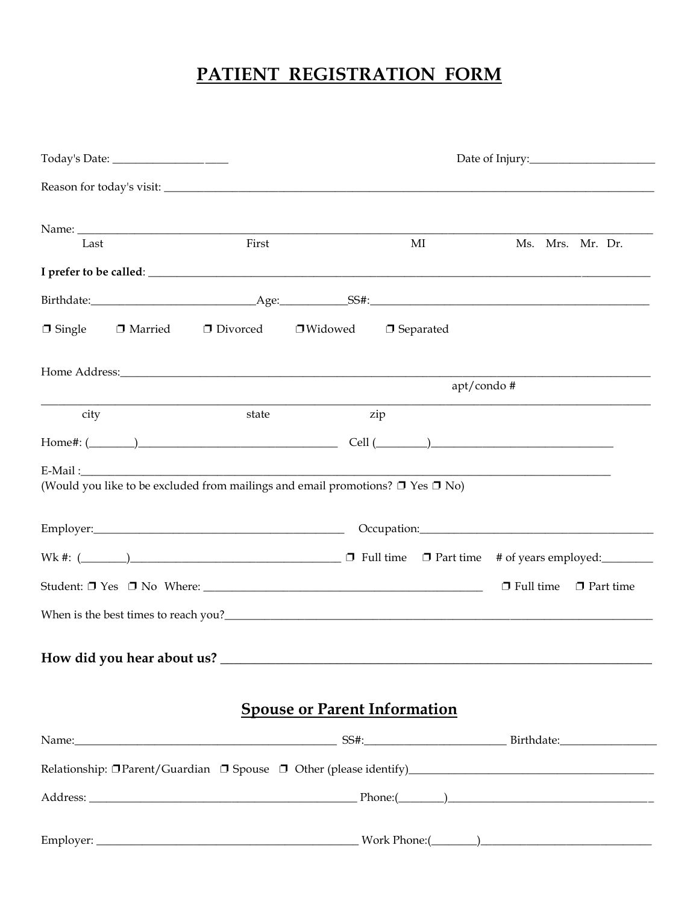# PATIENT REGISTRATION FORM

Today's Date: _____________________ Date of Injury:_______________________

Reason for today's visit: ___________________________________________________________________________

Name: ___________________________________________________________________________
Last First MI Ms. Mrs. Mr. Dr.

**I prefer to be called**: ___________________________________________________________________________

Birthdate:____________________________Age:___________SS#:_______________________________________________

❒ Single ❒ Married ❒ Divorced ❒ Widowed ❒ Separated

Home Address:___________________________________________________________________________
apt/condo #

___________________________________________________________________________
city state zip

Home#: (________)___________________________________ Cell (_________)________________________________

E-Mail :___________________________________________________________________________
(Would you like to be excluded from mailings and email promotions? ❒ Yes ❒ No)

Employer:_____________________________________________ Occupation:__________________________________________

Wk #: (________)____________________________________ ❒ Full time ❒ Part time # of years employed:_________

Student: ❒ Yes ❒ No Where: ________________________________________________ ❒ Full time ❒ Part time

When is the best times to reach you?___________________________________________________________________________

**How did you hear about us?** ___________________________________________________________________________

## Spouse or Parent Information

Name:_______________________________________________ SS#:_________________________ Birthdate:_________________

Relationship: ❒ Parent/Guardian ❒ Spouse ❒ Other (please identify)__________________________________________

Address: _______________________________________________ Phone:(________)___________________________________

Employer: _______________________________________________ Work Phone:(________)______________________________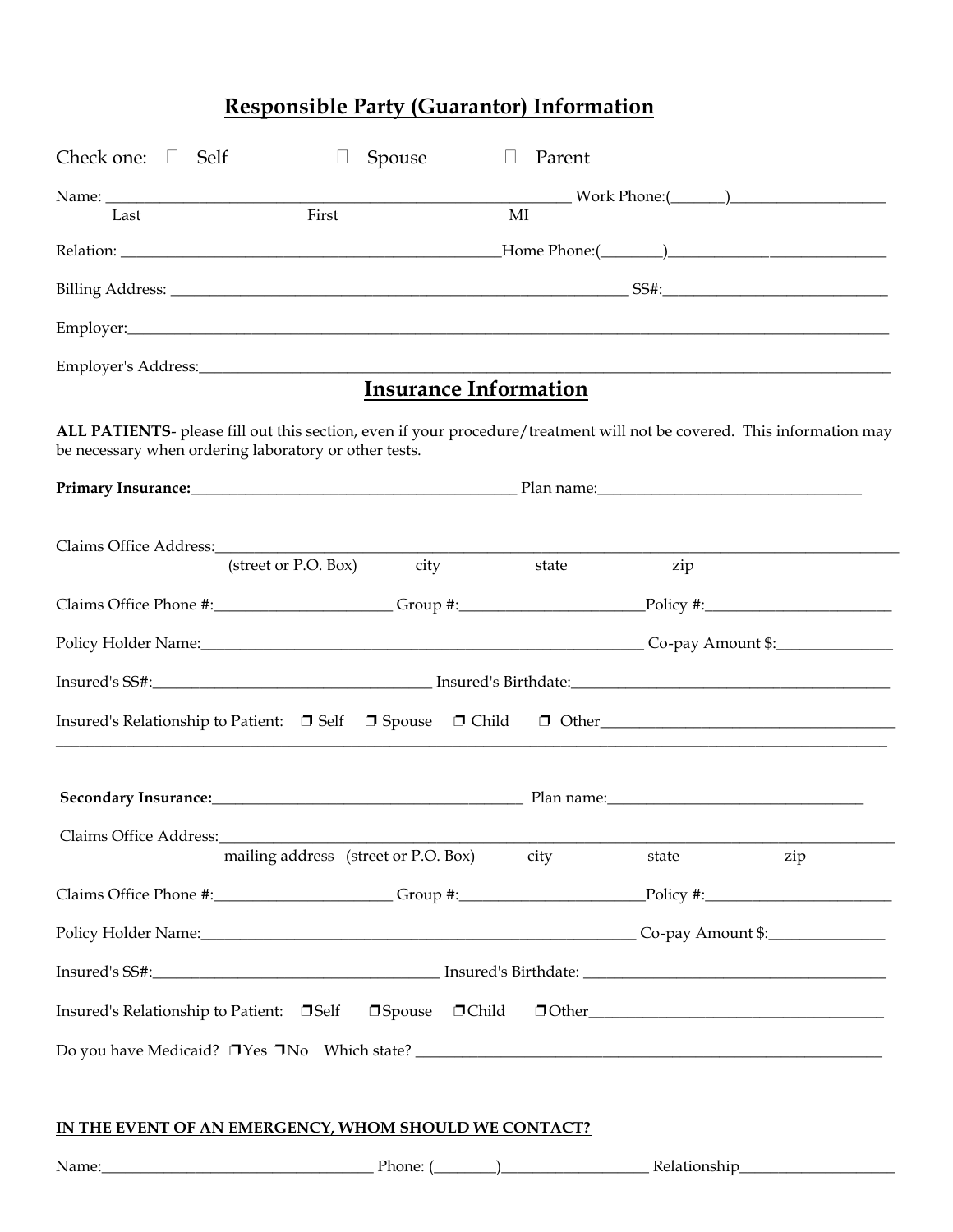## Responsible Party (Guarantor) Information

Check one: ☐ Self ☐ Spouse ☐ Parent

Name: ________________________________________________ Work Phone:(_______)____________________
Last First MI

Relation: ________________________________________________Home Phone:(________)_____________________________

Billing Address: ______________________________________________________ SS#:____________________________

Employer:__________________________________________________________________________________________

Employer's Address:_________________________________________________________________________________

## Insurance Information

**ALL PATIENTS**- please fill out this section, even if your procedure/treatment will not be covered. This information may be necessary when ordering laboratory or other tests.

**Primary Insurance:**_________________________________________ Plan name:__________________________________

Claims Office Address:_________________________________________________________________________________
(street or P.O. Box) city state zip

Claims Office Phone #:______________________ Group #:_______________________Policy #:_______________________

Policy Holder Name:____________________________________________________________ Co-pay Amount $:_______________

Insured's SS#:___________________________________ Insured's Birthdate:_________________________________________

Insured's Relationship to Patient: ❒ Self ❒ Spouse ❒ Child ❒ Other_____________________________________
_____________________________________________________________________________________________________

**Secondary Insurance:**_________________________________________ Plan name:__________________________________

Claims Office Address:_________________________________________________________________________________
mailing address (street or P.O. Box) city state zip

Claims Office Phone #:______________________ Group #:_______________________Policy #:_______________________

Policy Holder Name:__________________________________________________________ Co-pay Amount $:_______________

Insured's SS#:___________________________________ Insured's Birthdate: ________________________________________

Insured's Relationship to Patient: ❒Self ❒Spouse ❒Child ❒Other______________________________________

Do you have Medicaid? ❒Yes ❒No Which state? ____________________________________________________________

**IN THE EVENT OF AN EMERGENCY, WHOM SHOULD WE CONTACT?**

Name:___________________________________ Phone: (________)__________________ Relationship____________________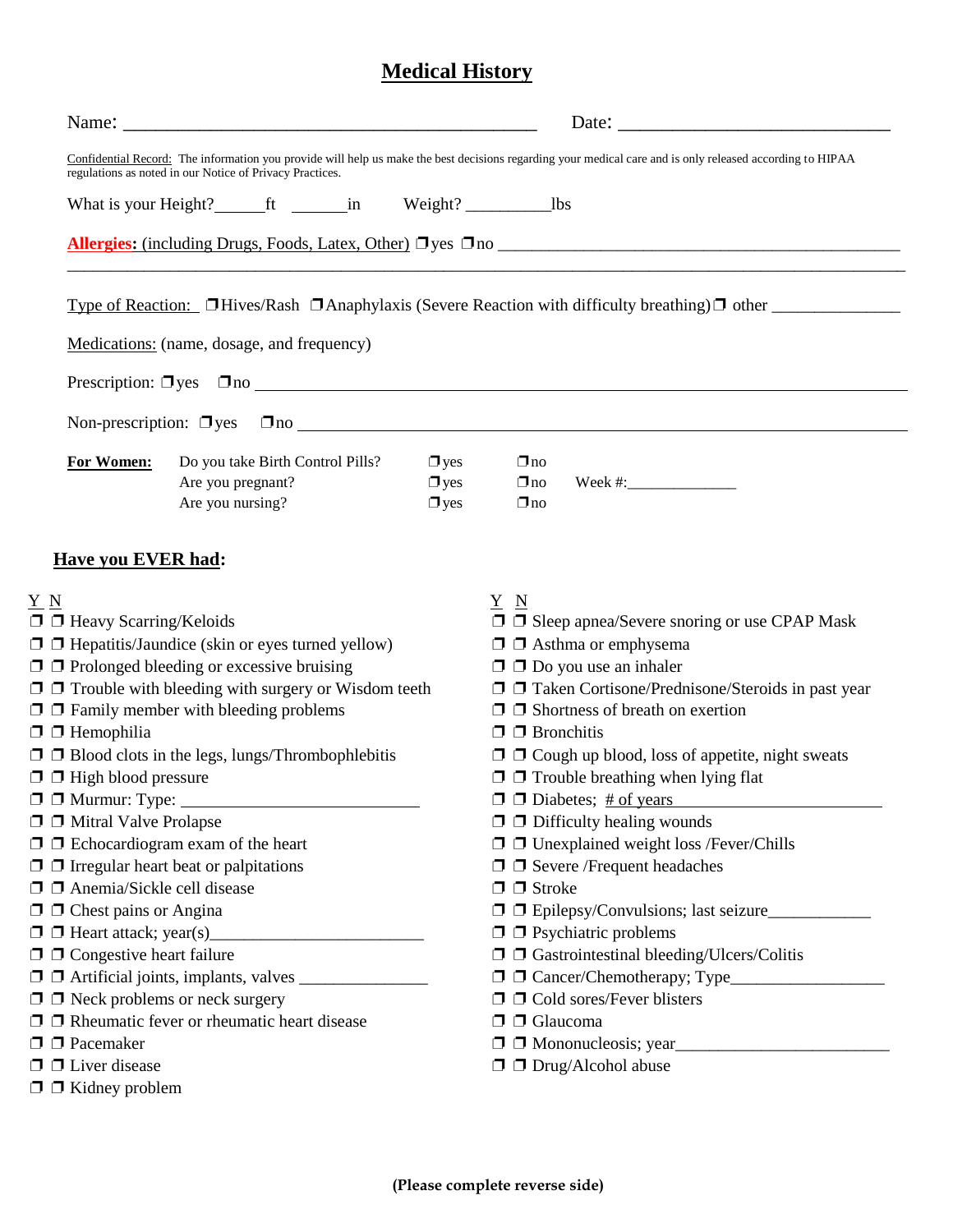# Medical History

Name: ______________________________________________ Date: ____________________________

Confidential Record: The information you provide will help us make the best decisions regarding your medical care and is only released according to HIPAA regulations as noted in our Notice of Privacy Practices.

What is your Height?______ft _______in Weight? __________lbs

**Allergies:** (including Drugs, Foods, Latex, Other) ❒ yes ❒ no ________________________________________________

____________________________________________________________________________________________

Type of Reaction: ❒ Hives/Rash ❒ Anaphylaxis (Severe Reaction with difficulty breathing) ❒ other _______________

Medications: (name, dosage, and frequency)

Prescription: ❒ yes ❒ no ________________________________________________________________________

Non-prescription: ❒ yes ❒ no ____________________________________________________________________

| **For Women:** | | | | |
|---|---|---|---|---|
| | Do you take Birth Control Pills? | ❒ yes | ❒ no | |
| | Are you pregnant? | ❒ yes | ❒ no | Week #:_____________ |
| | Are you nursing? | ❒ yes | ❒ no | |

## Have you EVER had:

| Y | N | |
|---|---|---|
| ❒ | ❒ | Heavy Scarring/Keloids |
| ❒ | ❒ | Hepatitis/Jaundice (skin or eyes turned yellow) |
| ❒ | ❒ | Prolonged bleeding or excessive bruising |
| ❒ | ❒ | Trouble with bleeding with surgery or Wisdom teeth |
| ❒ | ❒ | Family member with bleeding problems |
| ❒ | ❒ | Hemophilia |
| ❒ | ❒ | Blood clots in the legs, lungs/Thrombophlebitis |
| ❒ | ❒ | High blood pressure |
| ❒ | ❒ | Murmur: Type: ___________________________ |
| ❒ | ❒ | Mitral Valve Prolapse |
| ❒ | ❒ | Echocardiogram exam of the heart |
| ❒ | ❒ | Irregular heart beat or palpitations |
| ❒ | ❒ | Anemia/Sickle cell disease |
| ❒ | ❒ | Chest pains or Angina |
| ❒ | ❒ | Heart attack; year(s)_________________________ |
| ❒ | ❒ | Congestive heart failure |
| ❒ | ❒ | Artificial joints, implants, valves _______________ |
| ❒ | ❒ | Neck problems or neck surgery |
| ❒ | ❒ | Rheumatic fever or rheumatic heart disease |
| ❒ | ❒ | Pacemaker |
| ❒ | ❒ | Liver disease |
| ❒ | ❒ | Kidney problem |

| Y | N | |
|---|---|---|
| ❒ | ❒ | Sleep apnea/Severe snoring or use CPAP Mask |
| ❒ | ❒ | Asthma or emphysema |
| ❒ | ❒ | Do you use an inhaler |
| ❒ | ❒ | Taken Cortisone/Prednisone/Steroids in past year |
| ❒ | ❒ | Shortness of breath on exertion |
| ❒ | ❒ | Bronchitis |
| ❒ | ❒ | Cough up blood, loss of appetite, night sweats |
| ❒ | ❒ | Trouble breathing when lying flat |
| ❒ | ❒ | Diabetes; # of years ________________________ |
| ❒ | ❒ | Difficulty healing wounds |
| ❒ | ❒ | Unexplained weight loss /Fever/Chills |
| ❒ | ❒ | Severe /Frequent headaches |
| ❒ | ❒ | Stroke |
| ❒ | ❒ | Epilepsy/Convulsions; last seizure____________ |
| ❒ | ❒ | Psychiatric problems |
| ❒ | ❒ | Gastrointestinal bleeding/Ulcers/Colitis |
| ❒ | ❒ | Cancer/Chemotherapy; Type__________________ |
| ❒ | ❒ | Cold sores/Fever blisters |
| ❒ | ❒ | Glaucoma |
| ❒ | ❒ | Mononucleosis; year_________________________ |
| ❒ | ❒ | Drug/Alcohol abuse |

**(Please complete reverse side)**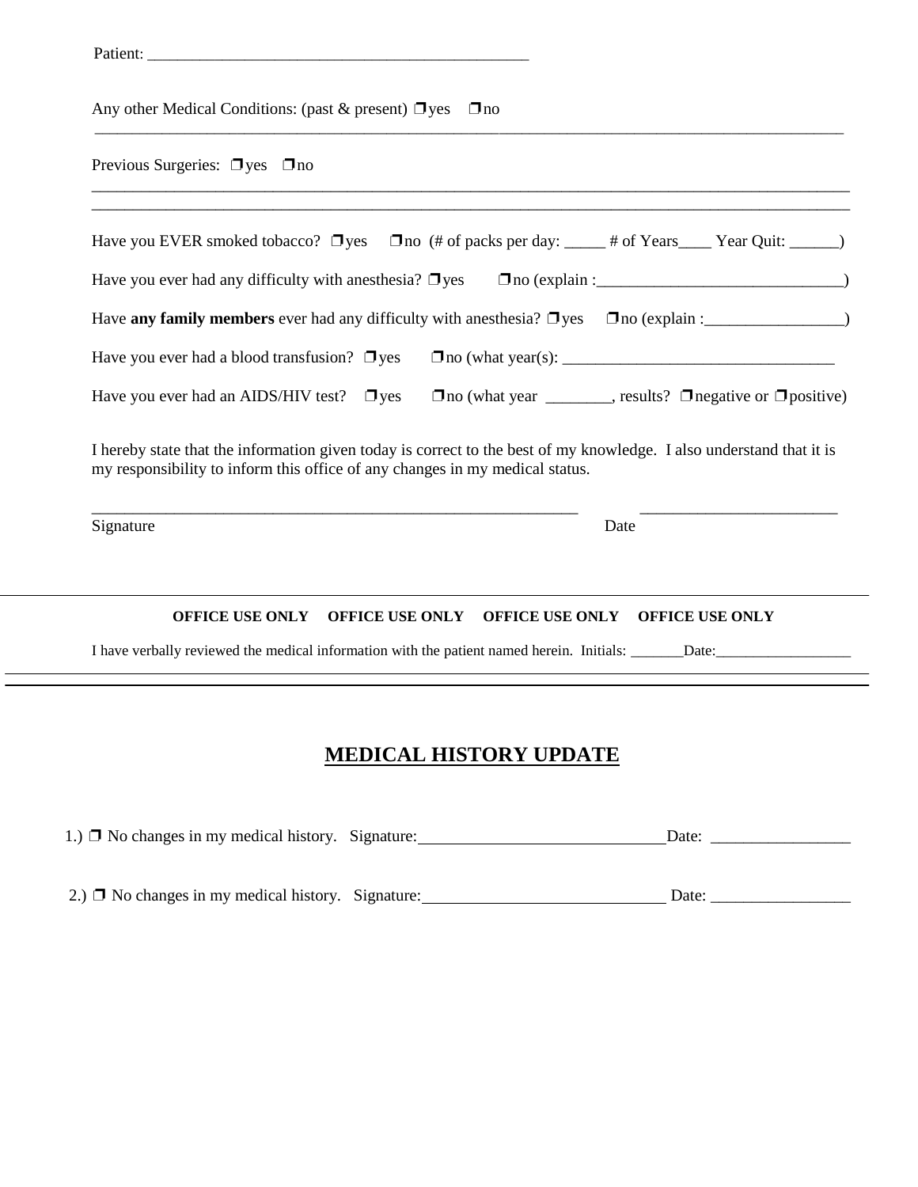Patient: _______________________________________________

Any other Medical Conditions: (past & present) ❒yes ❒no

_______________________________________________________________________________________

Previous Surgeries: ❒yes ❒no

_______________________________________________________________________________________

_______________________________________________________________________________________

Have you EVER smoked tobacco? ❒yes ❒no (# of packs per day: _____ # of Years____ Year Quit: ______)

Have you ever had any difficulty with anesthesia? ❒yes ❒no (explain :______________________________)

Have **any family members** ever had any difficulty with anesthesia? ❒yes ❒no (explain :_________________)

Have you ever had a blood transfusion? ❒yes ❒no (what year(s): _________________________________

Have you ever had an AIDS/HIV test? ❒yes ❒no (what year ________, results? ❒negative or ❒positive)

I hereby state that the information given today is correct to the best of my knowledge. I also understand that it is my responsibility to inform this office of any changes in my medical status.

_______________________________________________ _________________________

Signature Date

---

**OFFICE USE ONLY OFFICE USE ONLY OFFICE USE ONLY OFFICE USE ONLY**

I have verbally reviewed the medical information with the patient named herein. Initials: _______Date:__________________

---

## MEDICAL HISTORY UPDATE

1.) ❒ No changes in my medical history. Signature:______________________________Date: _________________

2.) ❒ No changes in my medical history. Signature:______________________________ Date: _________________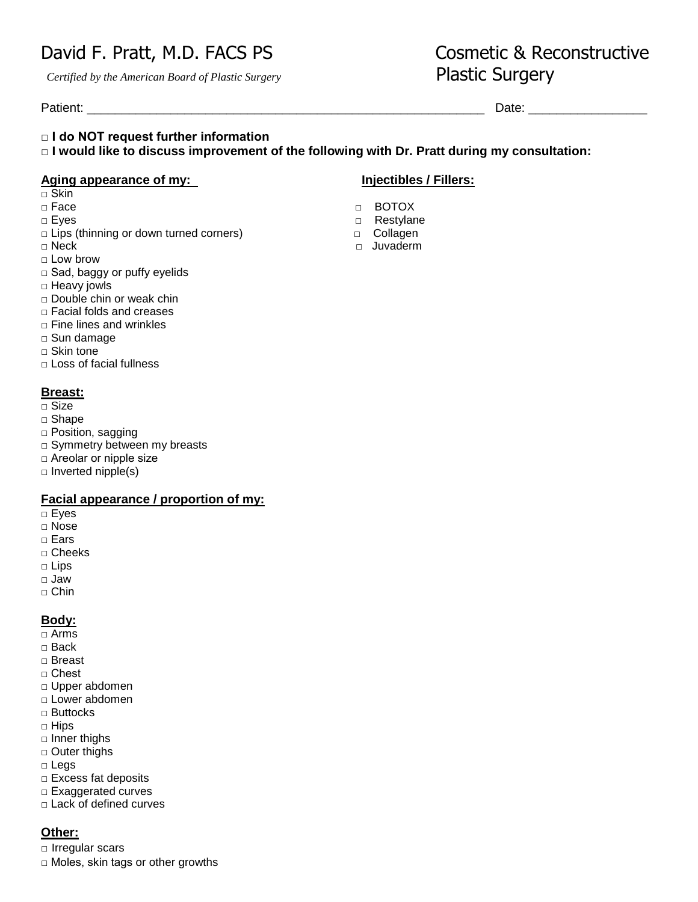David F. Pratt, M.D. FACS PS

*Certified by the American Board of Plastic Surgery*

Cosmetic & Reconstructive Plastic Surgery

Patient: ____________________________________________________________ Date: _________________

□ **I do NOT request further information**

□ **I would like to discuss improvement of the following with Dr. Pratt during my consultation:**

**Aging appearance of my:**

- □ Skin
- □ Face
- □ Eyes
- □ Lips (thinning or down turned corners)
- □ Neck
- □ Low brow
- □ Sad, baggy or puffy eyelids
- □ Heavy jowls
- □ Double chin or weak chin
- □ Facial folds and creases
- □ Fine lines and wrinkles
- □ Sun damage
- □ Skin tone
- □ Loss of facial fullness

**Injectibles / Fillers:**

- □ BOTOX
- □ Restylane
- □ Collagen
- □ Juvaderm

**Breast:**

- □ Size
- □ Shape
- □ Position, sagging
- □ Symmetry between my breasts
- □ Areolar or nipple size
- □ Inverted nipple(s)

**Facial appearance / proportion of my:**

- □ Eyes
- □ Nose
- □ Ears
- □ Cheeks
- □ Lips
- □ Jaw
- □ Chin

**Body:**

- □ Arms
- □ Back
- □ Breast
- □ Chest
- □ Upper abdomen
- □ Lower abdomen
- □ Buttocks
- □ Hips
- □ Inner thighs
- □ Outer thighs
- □ Legs
- □ Excess fat deposits
- □ Exaggerated curves
- □ Lack of defined curves

**Other:**

- □ Irregular scars
- □ Moles, skin tags or other growths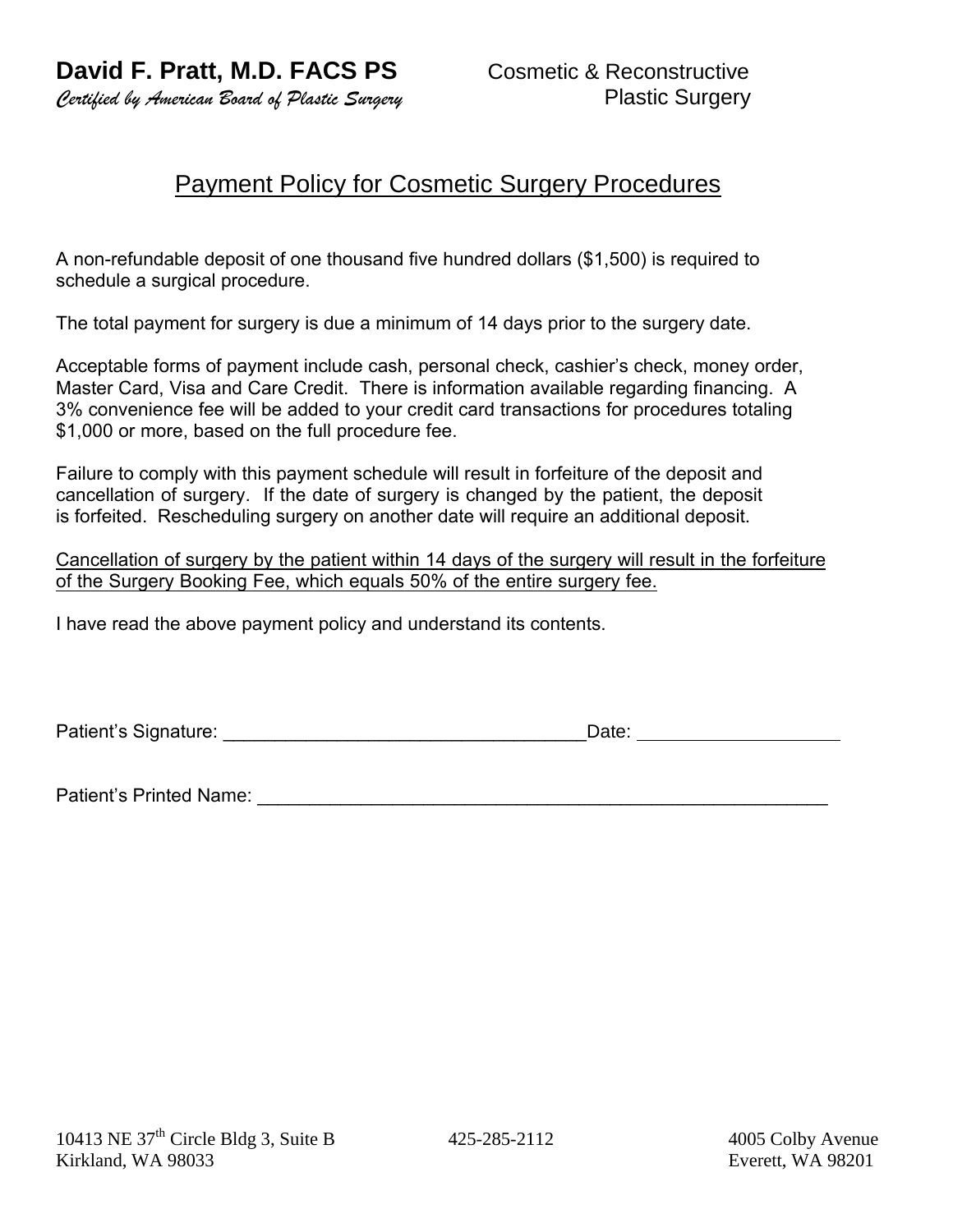**David F. Pratt, M.D. FACS PS**
*Certified by American Board of Plastic Surgery*

Cosmetic & Reconstructive Plastic Surgery

# Payment Policy for Cosmetic Surgery Procedures

A non-refundable deposit of one thousand five hundred dollars ($1,500) is required to schedule a surgical procedure.

The total payment for surgery is due a minimum of 14 days prior to the surgery date.

Acceptable forms of payment include cash, personal check, cashier's check, money order, Master Card, Visa and Care Credit. There is information available regarding financing. A 3% convenience fee will be added to your credit card transactions for procedures totaling $1,000 or more, based on the full procedure fee.

Failure to comply with this payment schedule will result in forfeiture of the deposit and cancellation of surgery. If the date of surgery is changed by the patient, the deposit is forfeited. Rescheduling surgery on another date will require an additional deposit.

<u>Cancellation of surgery by the patient within 14 days of the surgery will result in the forfeiture of the Surgery Booking Fee, which equals 50% of the entire surgery fee.</u>

I have read the above payment policy and understand its contents.

Patient's Signature: ___________________________________Date: ___________________

Patient's Printed Name: ________________________________________________________

10413 NE 37th Circle Bldg 3, Suite B
Kirkland, WA 98033

425-285-2112

4005 Colby Avenue
Everett, WA 98201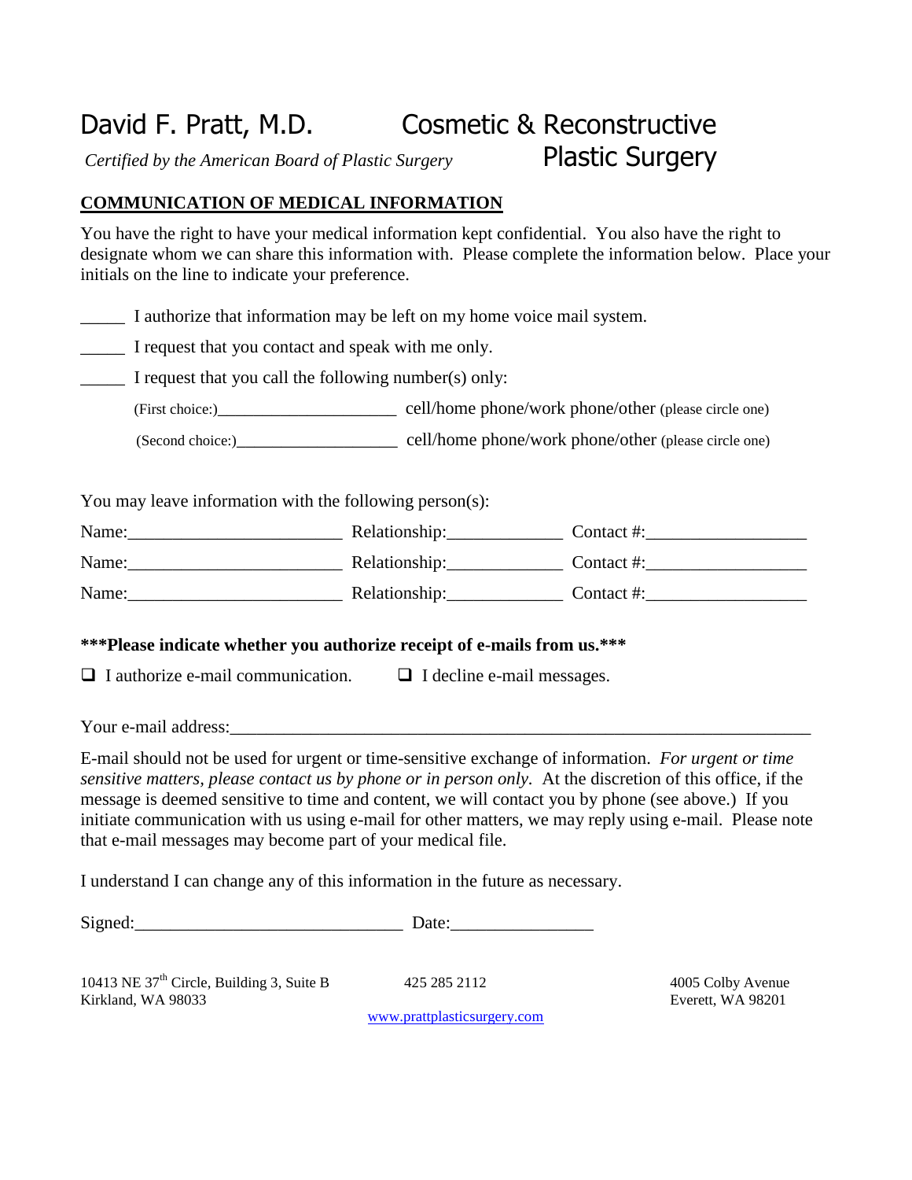# David F. Pratt, M.D. Cosmetic & Reconstructive Plastic Surgery

*Certified by the American Board of Plastic Surgery*

## COMMUNICATION OF MEDICAL INFORMATION

You have the right to have your medical information kept confidential. You also have the right to designate whom we can share this information with. Please complete the information below. Place your initials on the line to indicate your preference.

_____ I authorize that information may be left on my home voice mail system.

_____ I request that you contact and speak with me only.

_____ I request that you call the following number(s) only:

(First choice:)_____________________ cell/home phone/work phone/other (please circle one)

(Second choice:)___________________ cell/home phone/work phone/other (please circle one)

You may leave information with the following person(s):

Name:________________________ Relationship:_____________ Contact #:__________________

Name:________________________ Relationship:_____________ Contact #:__________________

Name:________________________ Relationship:_____________ Contact #:__________________

**\*\*\*Please indicate whether you authorize receipt of e-mails from us.\*\*\***

☐ I authorize e-mail communication. ☐ I decline e-mail messages.

Your e-mail address:___________________________________________________________________

E-mail should not be used for urgent or time-sensitive exchange of information. *For urgent or time sensitive matters, please contact us by phone or in person only*. At the discretion of this office, if the message is deemed sensitive to time and content, we will contact you by phone (see above.) If you initiate communication with us using e-mail for other matters, we may reply using e-mail. Please note that e-mail messages may become part of your medical file.

I understand I can change any of this information in the future as necessary.

Signed:______________________________ Date:________________

10413 NE 37th Circle, Building 3, Suite B
Kirkland, WA 98033

425 285 2112

4005 Colby Avenue
Everett, WA 98201

www.prattplasticsurgery.com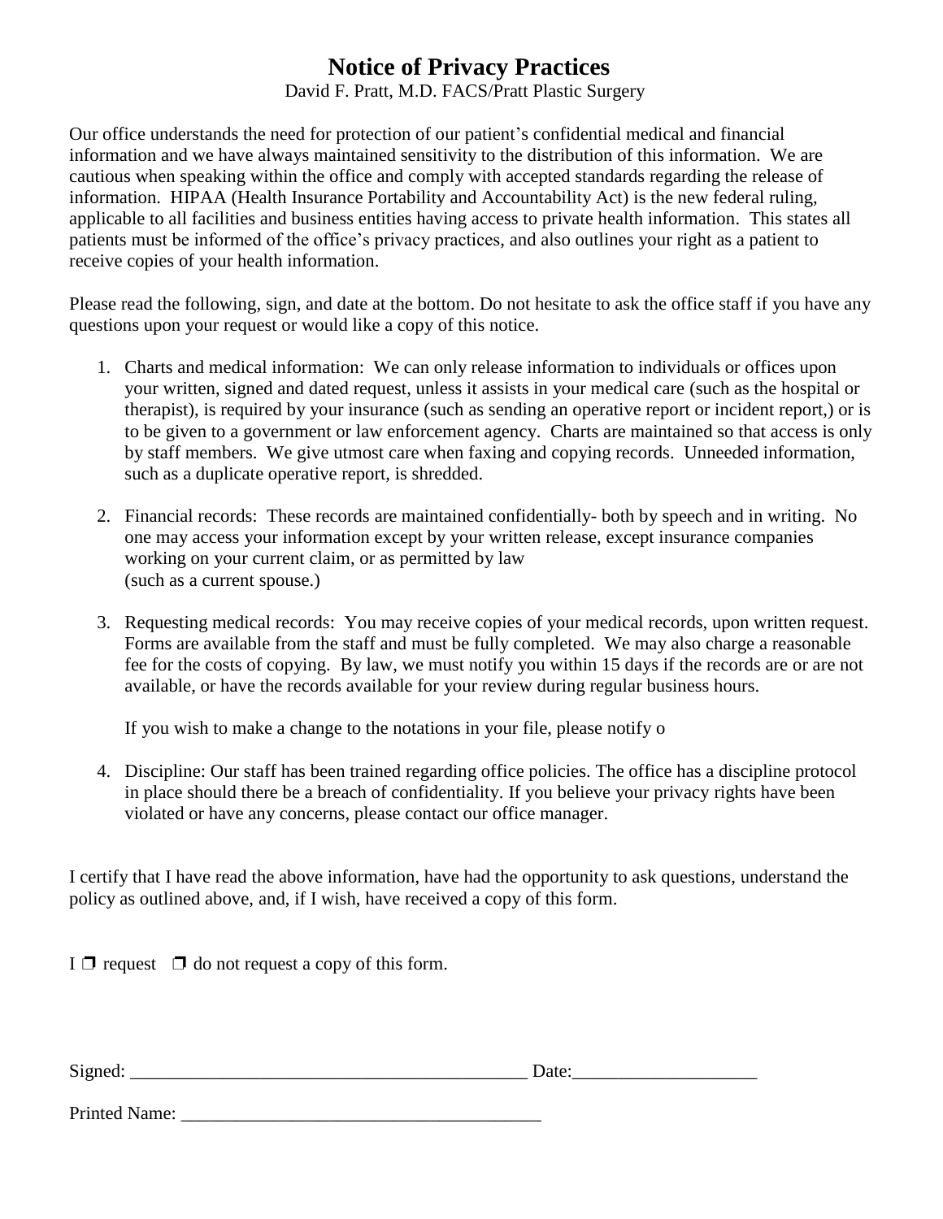# Notice of Privacy Practices

David F. Pratt, M.D. FACS/Pratt Plastic Surgery

Our office understands the need for protection of our patient's confidential medical and financial information and we have always maintained sensitivity to the distribution of this information. We are cautious when speaking within the office and comply with accepted standards regarding the release of information. HIPAA (Health Insurance Portability and Accountability Act) is the new federal ruling, applicable to all facilities and business entities having access to private health information. This states all patients must be informed of the office's privacy practices, and also outlines your right as a patient to receive copies of your health information.

Please read the following, sign, and date at the bottom. Do not hesitate to ask the office staff if you have any questions upon your request or would like a copy of this notice.

1. Charts and medical information: We can only release information to individuals or offices upon your written, signed and dated request, unless it assists in your medical care (such as the hospital or therapist), is required by your insurance (such as sending an operative report or incident report,) or is to be given to a government or law enforcement agency. Charts are maintained so that access is only by staff members. We give utmost care when faxing and copying records. Unneeded information, such as a duplicate operative report, is shredded.

2. Financial records: These records are maintained confidentially- both by speech and in writing. No one may access your information except by your written release, except insurance companies working on your current claim, or as permitted by law (such as a current spouse.)

3. Requesting medical records: You may receive copies of your medical records, upon written request. Forms are available from the staff and must be fully completed. We may also charge a reasonable fee for the costs of copying. By law, we must notify you within 15 days if the records are or are not available, or have the records available for your review during regular business hours.

   If you wish to make a change to the notations in your file, please notify o

4. Discipline: Our staff has been trained regarding office policies. The office has a discipline protocol in place should there be a breach of confidentiality. If you believe your privacy rights have been violated or have any concerns, please contact our office manager.

I certify that I have read the above information, have had the opportunity to ask questions, understand the policy as outlined above, and, if I wish, have received a copy of this form.

I ☐ request ☐ do not request a copy of this form.

Signed: ___________________________________________ Date:____________________

Printed Name: _______________________________________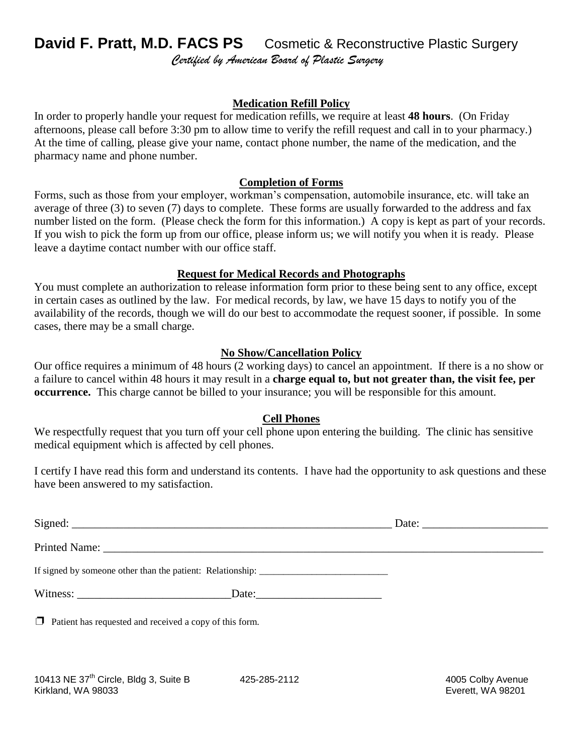# **David F. Pratt, M.D. FACS PS** Cosmetic & Reconstructive Plastic Surgery

*Certified by American Board of Plastic Surgery*

## Medication Refill Policy

In order to properly handle your request for medication refills, we require at least **48 hours**. (On Friday afternoons, please call before 3:30 pm to allow time to verify the refill request and call in to your pharmacy.) At the time of calling, please give your name, contact phone number, the name of the medication, and the pharmacy name and phone number.

## Completion of Forms

Forms, such as those from your employer, workman's compensation, automobile insurance, etc. will take an average of three (3) to seven (7) days to complete. These forms are usually forwarded to the address and fax number listed on the form. (Please check the form for this information.) A copy is kept as part of your records. If you wish to pick the form up from our office, please inform us; we will notify you when it is ready. Please leave a daytime contact number with our office staff.

## Request for Medical Records and Photographs

You must complete an authorization to release information form prior to these being sent to any office, except in certain cases as outlined by the law. For medical records, by law, we have 15 days to notify you of the availability of the records, though we will do our best to accommodate the request sooner, if possible. In some cases, there may be a small charge.

## No Show/Cancellation Policy

Our office requires a minimum of 48 hours (2 working days) to cancel an appointment. If there is a no show or a failure to cancel within 48 hours it may result in a **charge equal to, but not greater than, the visit fee, per occurrence.** This charge cannot be billed to your insurance; you will be responsible for this amount.

## Cell Phones

We respectfully request that you turn off your cell phone upon entering the building. The clinic has sensitive medical equipment which is affected by cell phones.

I certify I have read this form and understand its contents. I have had the opportunity to ask questions and these have been answered to my satisfaction.

Signed: ____________________________________________________________ Date: ______________________

Printed Name: ___________________________________________________________________________________

If signed by someone other than the patient: Relationship: ___________________________

Witness: ___________________________Date:______________________

❒ Patient has requested and received a copy of this form.

10413 NE 37th Circle, Bldg 3, Suite B
Kirkland, WA 98033

425-285-2112

4005 Colby Avenue
Everett, WA 98201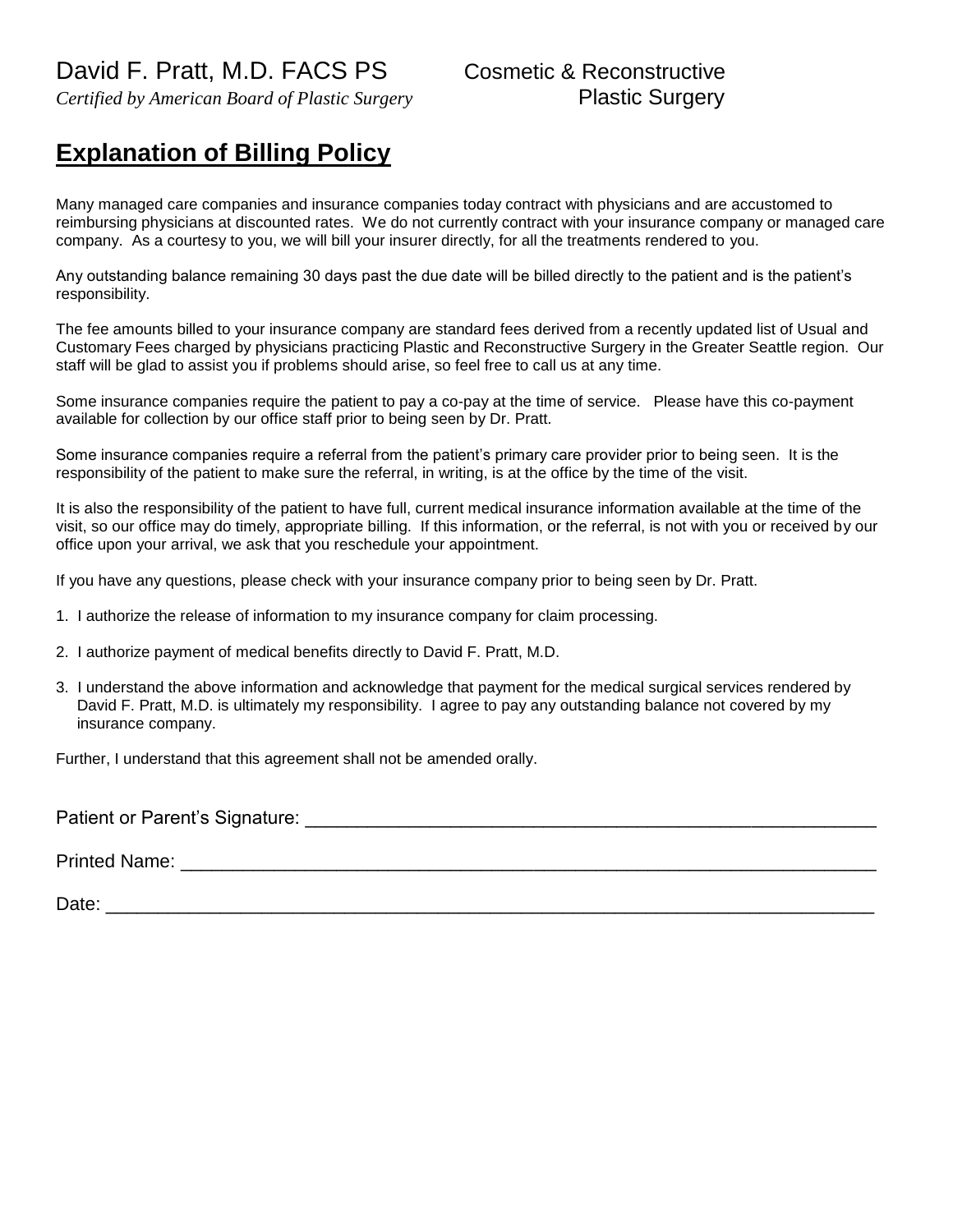David F. Pratt, M.D. FACS PS

*Certified by American Board of Plastic Surgery*

Cosmetic & Reconstructive Plastic Surgery

# Explanation of Billing Policy

Many managed care companies and insurance companies today contract with physicians and are accustomed to reimbursing physicians at discounted rates. We do not currently contract with your insurance company or managed care company. As a courtesy to you, we will bill your insurer directly, for all the treatments rendered to you.

Any outstanding balance remaining 30 days past the due date will be billed directly to the patient and is the patient's responsibility.

The fee amounts billed to your insurance company are standard fees derived from a recently updated list of Usual and Customary Fees charged by physicians practicing Plastic and Reconstructive Surgery in the Greater Seattle region. Our staff will be glad to assist you if problems should arise, so feel free to call us at any time.

Some insurance companies require the patient to pay a co-pay at the time of service. Please have this co-payment available for collection by our office staff prior to being seen by Dr. Pratt.

Some insurance companies require a referral from the patient's primary care provider prior to being seen. It is the responsibility of the patient to make sure the referral, in writing, is at the office by the time of the visit.

It is also the responsibility of the patient to have full, current medical insurance information available at the time of the visit, so our office may do timely, appropriate billing. If this information, or the referral, is not with you or received by our office upon your arrival, we ask that you reschedule your appointment.

If you have any questions, please check with your insurance company prior to being seen by Dr. Pratt.

1. I authorize the release of information to my insurance company for claim processing.
2. I authorize payment of medical benefits directly to David F. Pratt, M.D.
3. I understand the above information and acknowledge that payment for the medical surgical services rendered by David F. Pratt, M.D. is ultimately my responsibility. I agree to pay any outstanding balance not covered by my insurance company.

Further, I understand that this agreement shall not be amended orally.

Patient or Parent's Signature: ______________________________

Printed Name: ______________________________

Date: ______________________________